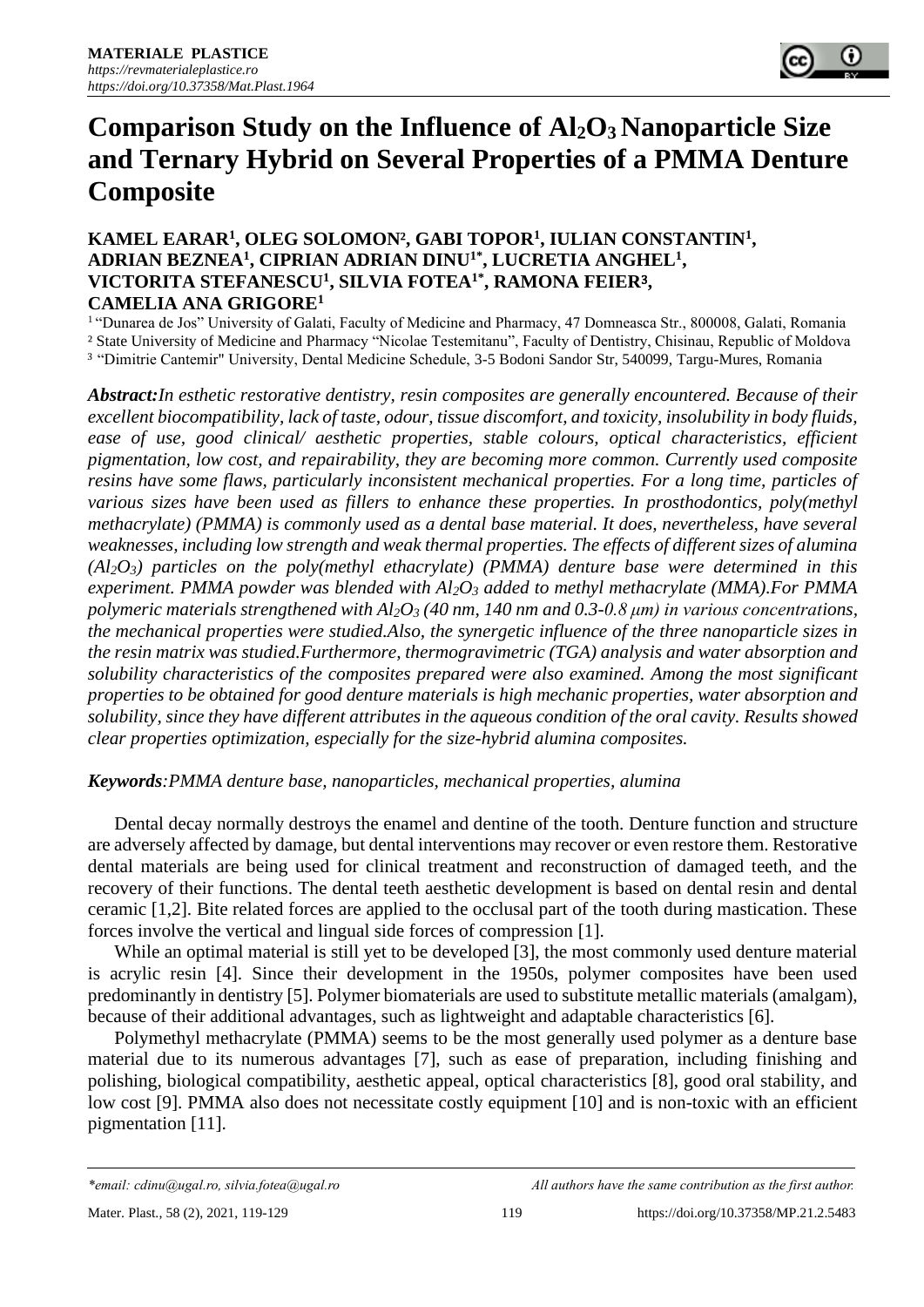# Comparison Study on the Influence of $Al_2O_3$ Nanoparticle Size and Ternary Hybrid on Several Properties of a PMMA Denture Composite

**KAMEL EARAR[1], OLEG SOLOMON[2], GABI TOPOR[1], IULIAN CONSTANTIN[1], ADRIAN BEZNEA[1], CIPRIAN ADRIAN DINU[1*], LUCRETIA ANGHEL[1], VICTORITA STEFANESCU[1], SILVIA FOTEA[1*], RAMONA FEIER[3], CAMELIA ANA GRIGORE[1]**

[1] "Dunarea de Jos" University of Galati, Faculty of Medicine and Pharmacy, 47 Domneasca Str., 800008, Galati, Romania

[2] State University of Medicine and Pharmacy "Nicolae Testemitanu", Faculty of Dentistry, Chisinau, Republic of Moldova

[3] "Dimitrie Cantemir" University, Dental Medicine Schedule, 3-5 Bodoni Sandor Str, 540099, Targu-Mures, Romania

***Abstract:*** *In esthetic restorative dentistry, resin composites are generally encountered. Because of their excellent biocompatibility, lack of taste, odour, tissue discomfort, and toxicity, insolubility in body fluids, ease of use, good clinical/ aesthetic properties, stable colours, optical characteristics, efficient pigmentation, low cost, and repairability, they are becoming more common. Currently used composite resins have some flaws, particularly inconsistent mechanical properties. For a long time, particles of various sizes have been used as fillers to enhance these properties. In prosthodontics, poly(methyl methacrylate) (PMMA) is commonly used as a dental base material. It does, nevertheless, have several weaknesses, including low strength and weak thermal properties. The effects of different sizes of alumina ($Al_2O_3$) particles on the poly(methyl ethacrylate) (PMMA) denture base were determined in this experiment. PMMA powder was blended with $Al_2O_3$ added to methyl methacrylate (MMA).For PMMA polymeric materials strengthened with $Al_2O_3$ (40 nm, 140 nm and 0.3-0.8 μm) in various concentrations, the mechanical properties were studied.Also, the synergetic influence of the three nanoparticle sizes in the resin matrix was studied.Furthermore, thermogravimetric (TGA) analysis and water absorption and solubility characteristics of the composites prepared were also examined. Among the most significant properties to be obtained for good denture materials is high mechanic properties, water absorption and solubility, since they have different attributes in the aqueous condition of the oral cavity. Results showed clear properties optimization, especially for the size-hybrid alumina composites.*

***Keywords***: *PMMA denture base, nanoparticles, mechanical properties, alumina*

Dental decay normally destroys the enamel and dentine of the tooth. Denture function and structure are adversely affected by damage, but dental interventions may recover or even restore them. Restorative dental materials are being used for clinical treatment and reconstruction of damaged teeth, and the recovery of their functions. The dental teeth aesthetic development is based on dental resin and dental ceramic [1,2]. Bite related forces are applied to the occlusal part of the tooth during mastication. These forces involve the vertical and lingual side forces of compression [1].

While an optimal material is still yet to be developed [3], the most commonly used denture material is acrylic resin [4]. Since their development in the 1950s, polymer composites have been used predominantly in dentistry [5]. Polymer biomaterials are used to substitute metallic materials (amalgam), because of their additional advantages, such as lightweight and adaptable characteristics [6].

Polymethyl methacrylate (PMMA) seems to be the most generally used polymer as a denture base material due to its numerous advantages [7], such as ease of preparation, including finishing and polishing, biological compatibility, aesthetic appeal, optical characteristics [8], good oral stability, and low cost [9]. PMMA also does not necessitate costly equipment [10] and is non-toxic with an efficient pigmentation [11].

*\*email: cdinu@ugal.ro, silvia.fotea@ugal.ro* *All authors have the same contribution as the first author.*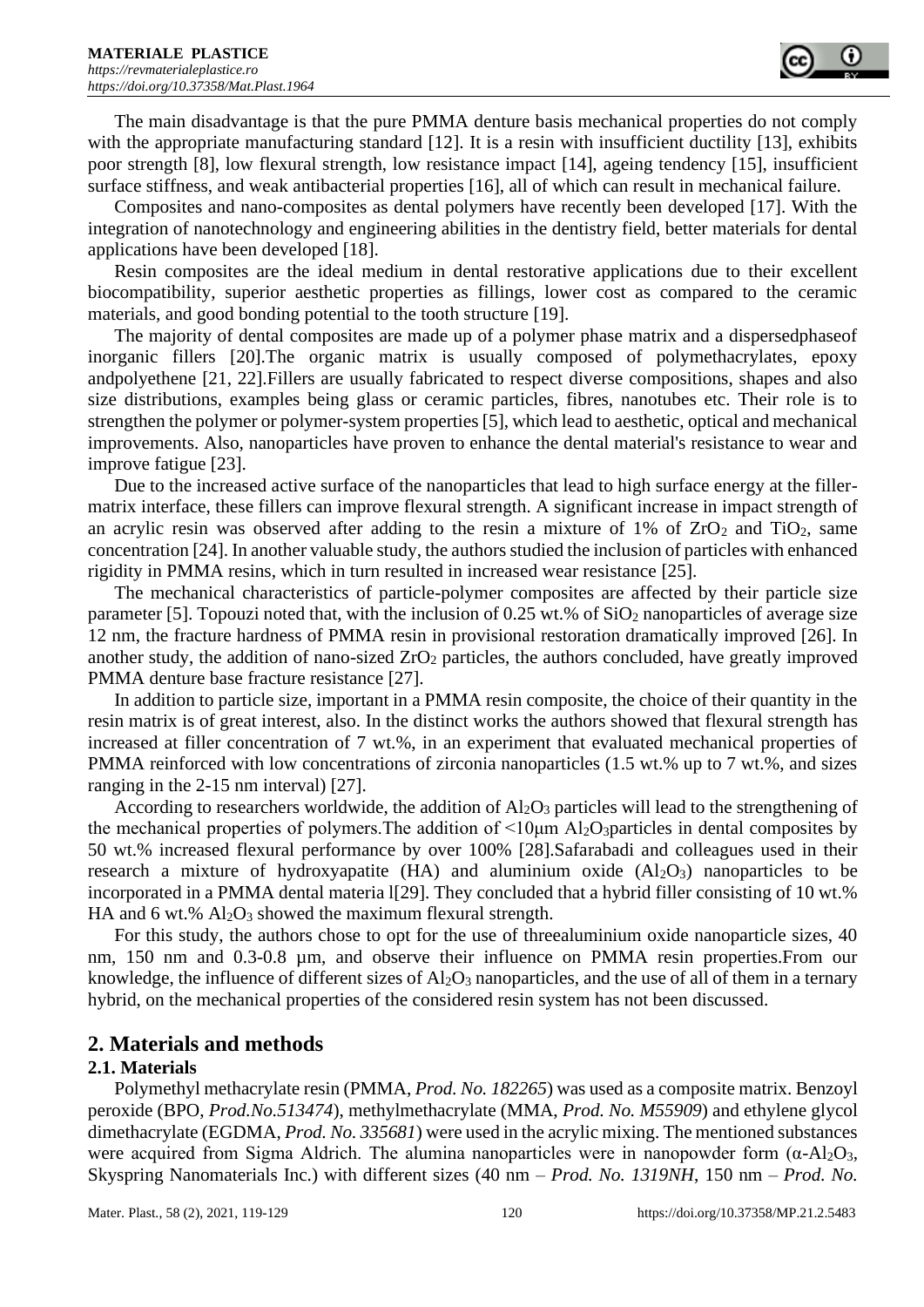The main disadvantage is that the pure PMMA denture basis mechanical properties do not comply with the appropriate manufacturing standard [12]. It is a resin with insufficient ductility [13], exhibits poor strength [8], low flexural strength, low resistance impact [14], ageing tendency [15], insufficient surface stiffness, and weak antibacterial properties [16], all of which can result in mechanical failure.

Composites and nano-composites as dental polymers have recently been developed [17]. With the integration of nanotechnology and engineering abilities in the dentistry field, better materials for dental applications have been developed [18].

Resin composites are the ideal medium in dental restorative applications due to their excellent biocompatibility, superior aesthetic properties as fillings, lower cost as compared to the ceramic materials, and good bonding potential to the tooth structure [19].

The majority of dental composites are made up of a polymer phase matrix and a dispersedphaseof inorganic fillers [20].The organic matrix is usually composed of polymethacrylates, epoxy andpolyethene [21, 22].Fillers are usually fabricated to respect diverse compositions, shapes and also size distributions, examples being glass or ceramic particles, fibres, nanotubes etc. Their role is to strengthen the polymer or polymer-system properties [5], which lead to aesthetic, optical and mechanical improvements. Also, nanoparticles have proven to enhance the dental material's resistance to wear and improve fatigue [23].

Due to the increased active surface of the nanoparticles that lead to high surface energy at the filler-matrix interface, these fillers can improve flexural strength. A significant increase in impact strength of an acrylic resin was observed after adding to the resin a mixture of 1% of $ZrO_2$ and $TiO_2$, same concentration [24]. In another valuable study, the authors studied the inclusion of particles with enhanced rigidity in PMMA resins, which in turn resulted in increased wear resistance [25].

The mechanical characteristics of particle-polymer composites are affected by their particle size parameter [5]. Topouzi noted that, with the inclusion of 0.25 wt.% of $SiO_2$ nanoparticles of average size 12 nm, the fracture hardness of PMMA resin in provisional restoration dramatically improved [26]. In another study, the addition of nano-sized $ZrO_2$ particles, the authors concluded, have greatly improved PMMA denture base fracture resistance [27].

In addition to particle size, important in a PMMA resin composite, the choice of their quantity in the resin matrix is of great interest, also. In the distinct works the authors showed that flexural strength has increased at filler concentration of 7 wt.%, in an experiment that evaluated mechanical properties of PMMA reinforced with low concentrations of zirconia nanoparticles (1.5 wt.% up to 7 wt.%, and sizes ranging in the 2-15 nm interval) [27].

According to researchers worldwide, the addition of $Al_2O_3$ particles will lead to the strengthening of the mechanical properties of polymers.The addition of <10μm $Al_2O_3$particles in dental composites by 50 wt.% increased flexural performance by over 100% [28].Safarabadi and colleagues used in their research a mixture of hydroxyapatite (HA) and aluminium oxide ($Al_2O_3$) nanoparticles to be incorporated in a PMMA dental materia l[29]. They concluded that a hybrid filler consisting of 10 wt.% HA and 6 wt.% $Al_2O_3$ showed the maximum flexural strength.

For this study, the authors chose to opt for the use of threealuminium oxide nanoparticle sizes, 40 nm, 150 nm and 0.3-0.8 μm, and observe their influence on PMMA resin properties.From our knowledge, the influence of different sizes of $Al_2O_3$ nanoparticles, and the use of all of them in a ternary hybrid, on the mechanical properties of the considered resin system has not been discussed.

## 2. Materials and methods

### 2.1. Materials

Polymethyl methacrylate resin (PMMA, *Prod. No. 182265*) was used as a composite matrix. Benzoyl peroxide (BPO, *Prod.No.513474*), methylmethacrylate (MMA, *Prod. No. M55909*) and ethylene glycol dimethacrylate (EGDMA, *Prod. No. 335681*) were used in the acrylic mixing. The mentioned substances were acquired from Sigma Aldrich. The alumina nanoparticles were in nanopowder form ($\alpha$-$Al_2O_3$, Skyspring Nanomaterials Inc.) with different sizes (40 nm – *Prod. No. 1319NH*, 150 nm – *Prod. No.*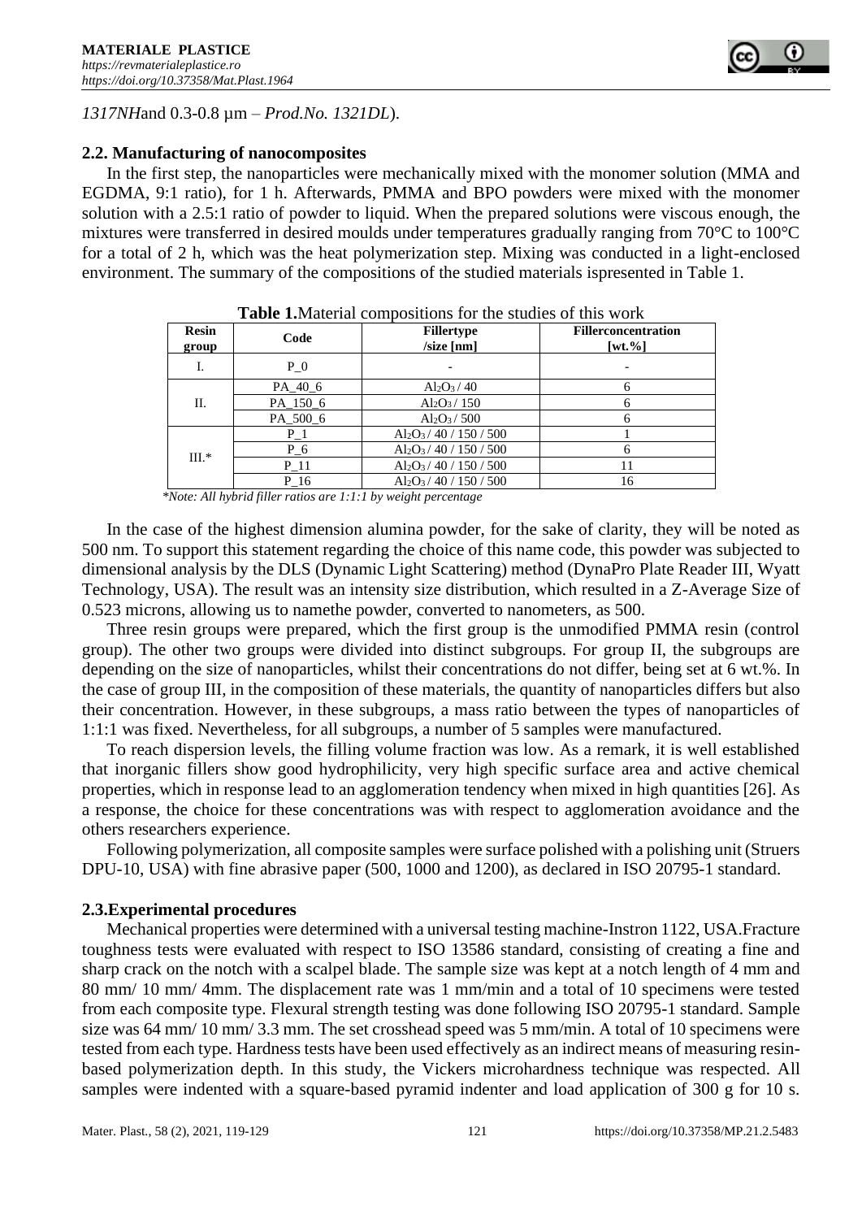*1317NH*and 0.3-0.8 µm – *Prod.No. 1321DL*).

## 2.2. Manufacturing of nanocomposites

In the first step, the nanoparticles were mechanically mixed with the monomer solution (MMA and EGDMA, 9:1 ratio), for 1 h. Afterwards, PMMA and BPO powders were mixed with the monomer solution with a 2.5:1 ratio of powder to liquid. When the prepared solutions were viscous enough, the mixtures were transferred in desired moulds under temperatures gradually ranging from 70°C to 100°C for a total of 2 h, which was the heat polymerization step. Mixing was conducted in a light-enclosed environment. The summary of the compositions of the studied materials ispresented in Table 1.

**Table 1.**Material compositions for the studies of this work

| Resin group | Code | Fillertype /size [nm] | Fillerconcentration [wt.%] |
|---|---|---|---|
| I. | P_0 | - | - |
| II. | PA_40_6 | $Al_2O_3$ / 40 | 6 |
| | PA_150_6 | $Al_2O_3$ / 150 | 6 |
| | PA_500_6 | $Al_2O_3$ / 500 | 6 |
| III.* | P_1 | $Al_2O_3$ / 40 / 150 / 500 | 1 |
| | P_6 | $Al_2O_3$ / 40 / 150 / 500 | 6 |
| | P_11 | $Al_2O_3$ / 40 / 150 / 500 | 11 |
| | P_16 | $Al_2O_3$ / 40 / 150 / 500 | 16 |

*\*Note: All hybrid filler ratios are 1:1:1 by weight percentage*

In the case of the highest dimension alumina powder, for the sake of clarity, they will be noted as 500 nm. To support this statement regarding the choice of this name code, this powder was subjected to dimensional analysis by the DLS (Dynamic Light Scattering) method (DynaPro Plate Reader III, Wyatt Technology, USA). The result was an intensity size distribution, which resulted in a Z-Average Size of 0.523 microns, allowing us to namethe powder, converted to nanometers, as 500.

Three resin groups were prepared, which the first group is the unmodified PMMA resin (control group). The other two groups were divided into distinct subgroups. For group II, the subgroups are depending on the size of nanoparticles, whilst their concentrations do not differ, being set at 6 wt.%. In the case of group III, in the composition of these materials, the quantity of nanoparticles differs but also their concentration. However, in these subgroups, a mass ratio between the types of nanoparticles of 1:1:1 was fixed. Nevertheless, for all subgroups, a number of 5 samples were manufactured.

To reach dispersion levels, the filling volume fraction was low. As a remark, it is well established that inorganic fillers show good hydrophilicity, very high specific surface area and active chemical properties, which in response lead to an agglomeration tendency when mixed in high quantities [26]. As a response, the choice for these concentrations was with respect to agglomeration avoidance and the others researchers experience.

Following polymerization, all composite samples were surface polished with a polishing unit (Struers DPU-10, USA) with fine abrasive paper (500, 1000 and 1200), as declared in ISO 20795-1 standard.

## 2.3.Experimental procedures

Mechanical properties were determined with a universal testing machine-Instron 1122, USA.Fracture toughness tests were evaluated with respect to ISO 13586 standard, consisting of creating a fine and sharp crack on the notch with a scalpel blade. The sample size was kept at a notch length of 4 mm and 80 mm/ 10 mm/ 4mm. The displacement rate was 1 mm/min and a total of 10 specimens were tested from each composite type. Flexural strength testing was done following ISO 20795-1 standard. Sample size was 64 mm/ 10 mm/ 3.3 mm. The set crosshead speed was 5 mm/min. A total of 10 specimens were tested from each type. Hardness tests have been used effectively as an indirect means of measuring resin-based polymerization depth. In this study, the Vickers microhardness technique was respected. All samples were indented with a square-based pyramid indenter and load application of 300 g for 10 s.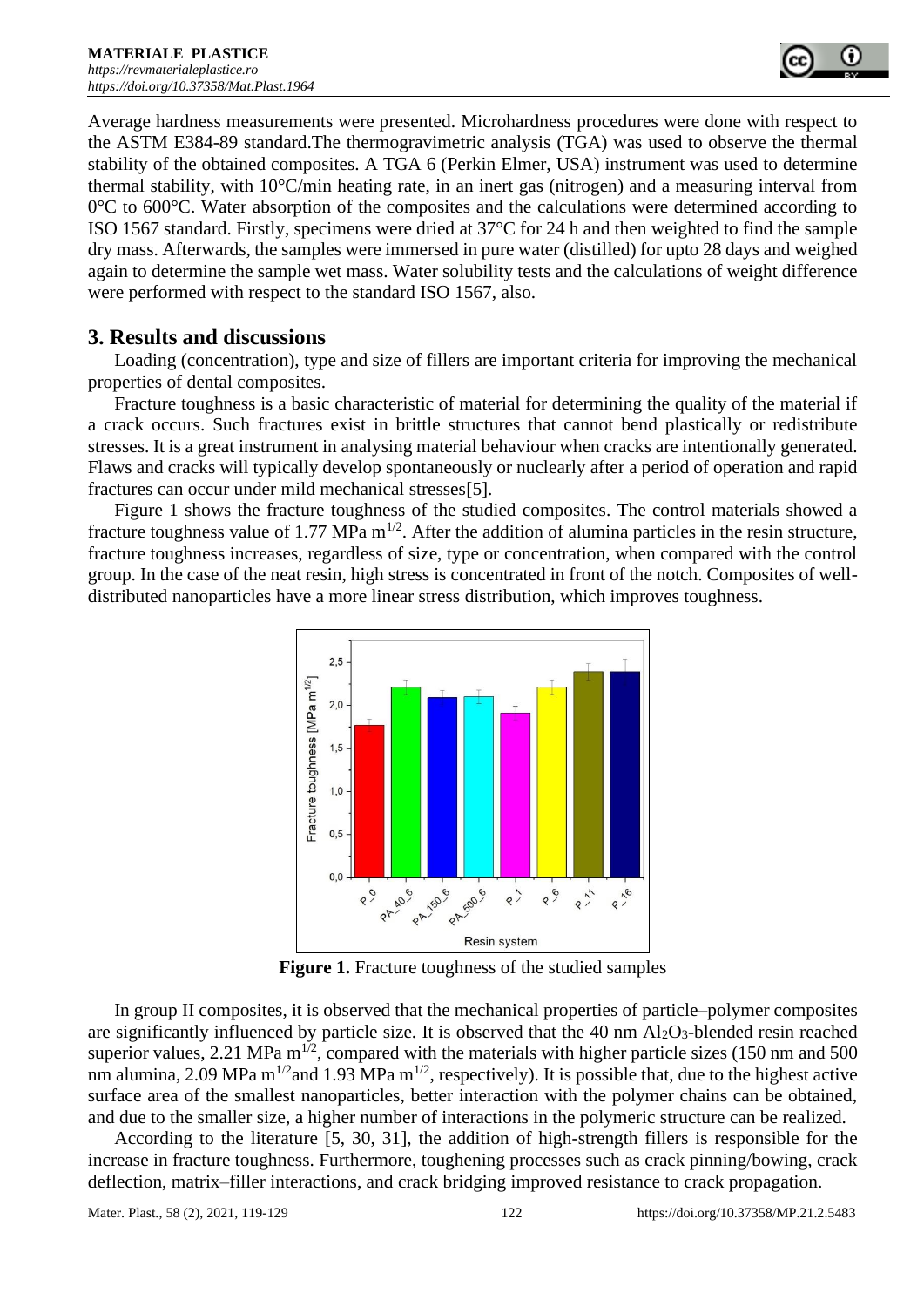Average hardness measurements were presented. Microhardness procedures were done with respect to the ASTM E384-89 standard.The thermogravimetric analysis (TGA) was used to observe the thermal stability of the obtained composites. A TGA 6 (Perkin Elmer, USA) instrument was used to determine thermal stability, with 10°C/min heating rate, in an inert gas (nitrogen) and a measuring interval from 0°C to 600°C. Water absorption of the composites and the calculations were determined according to ISO 1567 standard. Firstly, specimens were dried at 37°C for 24 h and then weighted to find the sample dry mass. Afterwards, the samples were immersed in pure water (distilled) for upto 28 days and weighed again to determine the sample wet mass. Water solubility tests and the calculations of weight difference were performed with respect to the standard ISO 1567, also.

## 3. Results and discussions

Loading (concentration), type and size of fillers are important criteria for improving the mechanical properties of dental composites.

Fracture toughness is a basic characteristic of material for determining the quality of the material if a crack occurs. Such fractures exist in brittle structures that cannot bend plastically or redistribute stresses. It is a great instrument in analysing material behaviour when cracks are intentionally generated. Flaws and cracks will typically develop spontaneously or nuclearly after a period of operation and rapid fractures can occur under mild mechanical stresses[5].

Figure 1 shows the fracture toughness of the studied composites. The control materials showed a fracture toughness value of 1.77 MPa $m^{1/2}$. After the addition of alumina particles in the resin structure, fracture toughness increases, regardless of size, type or concentration, when compared with the control group. In the case of the neat resin, high stress is concentrated in front of the notch. Composites of well-distributed nanoparticles have a more linear stress distribution, which improves toughness.

**Figure 1.** Fracture toughness of the studied samples

In group II composites, it is observed that the mechanical properties of particle–polymer composites are significantly influenced by particle size. It is observed that the 40 nm $Al_2O_3$-blended resin reached superior values, 2.21 MPa $m^{1/2}$, compared with the materials with higher particle sizes (150 nm and 500 nm alumina, 2.09 MPa $m^{1/2}$and 1.93 MPa $m^{1/2}$, respectively). It is possible that, due to the highest active surface area of the smallest nanoparticles, better interaction with the polymer chains can be obtained, and due to the smaller size, a higher number of interactions in the polymeric structure can be realized.

According to the literature [5, 30, 31], the addition of high-strength fillers is responsible for the increase in fracture toughness. Furthermore, toughening processes such as crack pinning/bowing, crack deflection, matrix–filler interactions, and crack bridging improved resistance to crack propagation.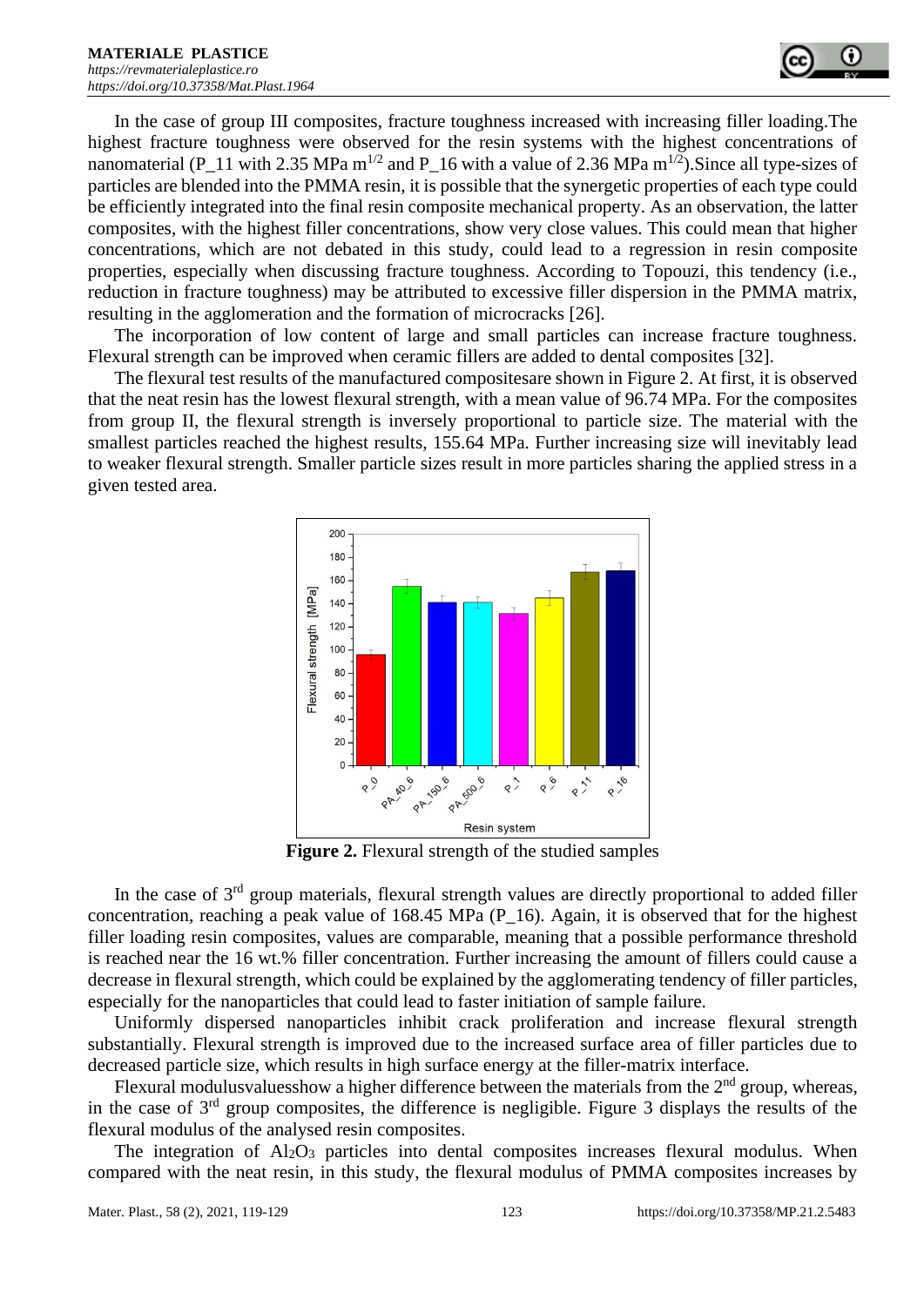In the case of group III composites, fracture toughness increased with increasing filler loading.The highest fracture toughness were observed for the resin systems with the highest concentrations of nanomaterial (P_11 with 2.35 MPa $m^{1/2}$ and P_16 with a value of 2.36 MPa $m^{1/2}$).Since all type-sizes of particles are blended into the PMMA resin, it is possible that the synergetic properties of each type could be efficiently integrated into the final resin composite mechanical property. As an observation, the latter composites, with the highest filler concentrations, show very close values. This could mean that higher concentrations, which are not debated in this study, could lead to a regression in resin composite properties, especially when discussing fracture toughness. According to Topouzi, this tendency (i.e., reduction in fracture toughness) may be attributed to excessive filler dispersion in the PMMA matrix, resulting in the agglomeration and the formation of microcracks [26].

The incorporation of low content of large and small particles can increase fracture toughness. Flexural strength can be improved when ceramic fillers are added to dental composites [32].

The flexural test results of the manufactured compositesare shown in Figure 2. At first, it is observed that the neat resin has the lowest flexural strength, with a mean value of 96.74 MPa. For the composites from group II, the flexural strength is inversely proportional to particle size. The material with the smallest particles reached the highest results, 155.64 MPa. Further increasing size will inevitably lead to weaker flexural strength. Smaller particle sizes result in more particles sharing the applied stress in a given tested area.

**Figure 2.** Flexural strength of the studied samples

In the case of 3rd group materials, flexural strength values are directly proportional to added filler concentration, reaching a peak value of 168.45 MPa (P_16). Again, it is observed that for the highest filler loading resin composites, values are comparable, meaning that a possible performance threshold is reached near the 16 wt.% filler concentration. Further increasing the amount of fillers could cause a decrease in flexural strength, which could be explained by the agglomerating tendency of filler particles, especially for the nanoparticles that could lead to faster initiation of sample failure.

Uniformly dispersed nanoparticles inhibit crack proliferation and increase flexural strength substantially. Flexural strength is improved due to the increased surface area of filler particles due to decreased particle size, which results in high surface energy at the filler-matrix interface.

Flexural modulusvaluesshow a higher difference between the materials from the 2nd group, whereas, in the case of 3rd group composites, the difference is negligible. Figure 3 displays the results of the flexural modulus of the analysed resin composites.

The integration of $Al_2O_3$ particles into dental composites increases flexural modulus. When compared with the neat resin, in this study, the flexural modulus of PMMA composites increases by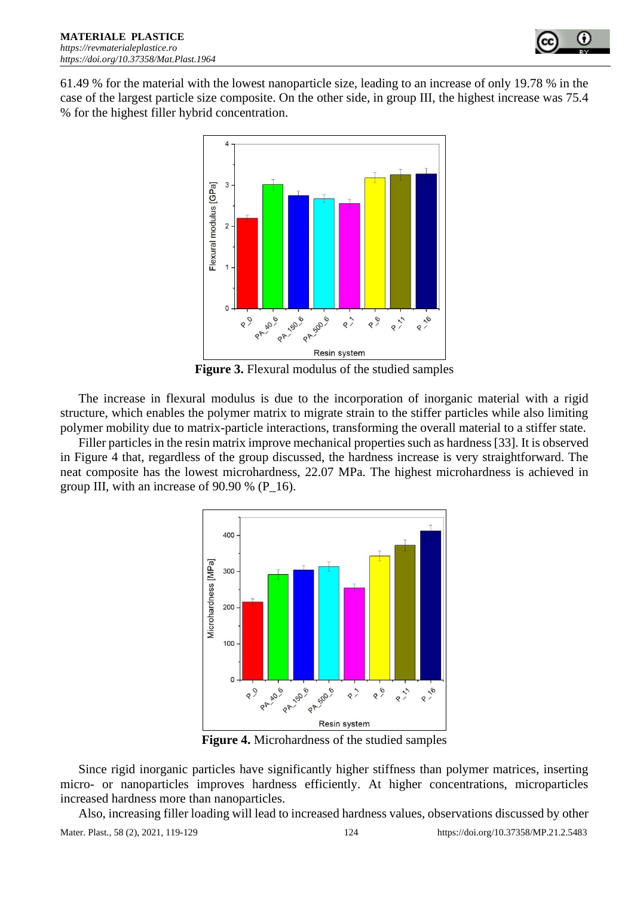61.49 % for the material with the lowest nanoparticle size, leading to an increase of only 19.78 % in the case of the largest particle size composite. On the other side, in group III, the highest increase was 75.4 % for the highest filler hybrid concentration.

**Figure 3.** Flexural modulus of the studied samples

The increase in flexural modulus is due to the incorporation of inorganic material with a rigid structure, which enables the polymer matrix to migrate strain to the stiffer particles while also limiting polymer mobility due to matrix-particle interactions, transforming the overall material to a stiffer state.

Filler particles in the resin matrix improve mechanical properties such as hardness [33]. It is observed in Figure 4 that, regardless of the group discussed, the hardness increase is very straightforward. The neat composite has the lowest microhardness, 22.07 MPa. The highest microhardness is achieved in group III, with an increase of 90.90 % (P_16).

**Figure 4.** Microhardness of the studied samples

Since rigid inorganic particles have significantly higher stiffness than polymer matrices, inserting micro- or nanoparticles improves hardness efficiently. At higher concentrations, microparticles increased hardness more than nanoparticles.

Also, increasing filler loading will lead to increased hardness values, observations discussed by other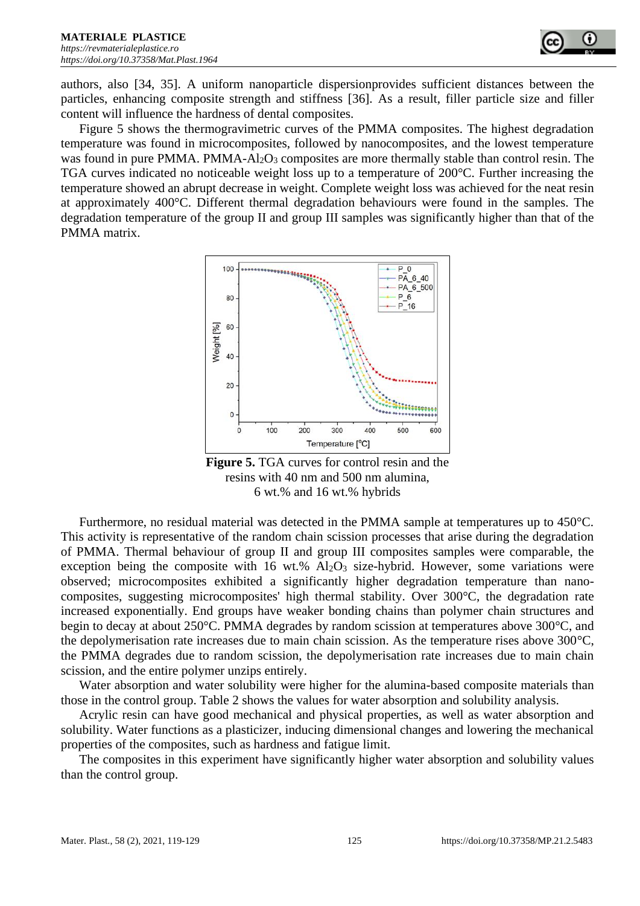authors, also [34, 35]. A uniform nanoparticle dispersionprovides sufficient distances between the particles, enhancing composite strength and stiffness [36]. As a result, filler particle size and filler content will influence the hardness of dental composites.

Figure 5 shows the thermogravimetric curves of the PMMA composites. The highest degradation temperature was found in microcomposites, followed by nanocomposites, and the lowest temperature was found in pure PMMA. PMMA-$Al_2O_3$ composites are more thermally stable than control resin. The TGA curves indicated no noticeable weight loss up to a temperature of 200°C. Further increasing the temperature showed an abrupt decrease in weight. Complete weight loss was achieved for the neat resin at approximately 400°C. Different thermal degradation behaviours were found in the samples. The degradation temperature of the group II and group III samples was significantly higher than that of the PMMA matrix.

**Figure 5.** TGA curves for control resin and the resins with 40 nm and 500 nm alumina, 6 wt.% and 16 wt.% hybrids

Furthermore, no residual material was detected in the PMMA sample at temperatures up to 450°C. This activity is representative of the random chain scission processes that arise during the degradation of PMMA. Thermal behaviour of group II and group III composites samples were comparable, the exception being the composite with 16 wt.% $Al_2O_3$ size-hybrid. However, some variations were observed; microcomposites exhibited a significantly higher degradation temperature than nano-composites, suggesting microcomposites' high thermal stability. Over 300°C, the degradation rate increased exponentially. End groups have weaker bonding chains than polymer chain structures and begin to decay at about 250°C. PMMA degrades by random scission at temperatures above 300°C, and the depolymerisation rate increases due to main chain scission. As the temperature rises above 300°C, the PMMA degrades due to random scission, the depolymerisation rate increases due to main chain scission, and the entire polymer unzips entirely.

Water absorption and water solubility were higher for the alumina-based composite materials than those in the control group. Table 2 shows the values for water absorption and solubility analysis.

Acrylic resin can have good mechanical and physical properties, as well as water absorption and solubility. Water functions as a plasticizer, inducing dimensional changes and lowering the mechanical properties of the composites, such as hardness and fatigue limit.

The composites in this experiment have significantly higher water absorption and solubility values than the control group.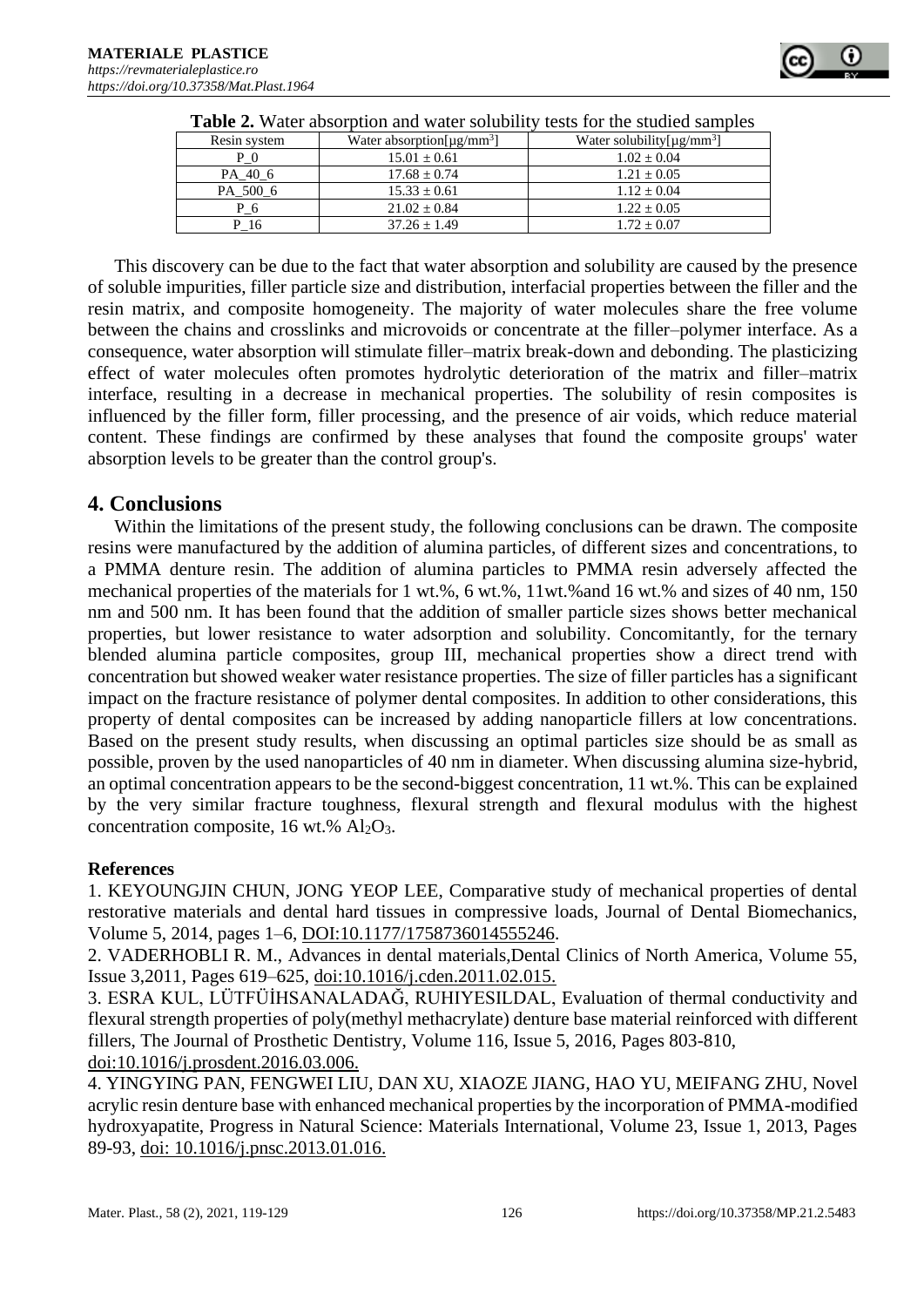**Table 2.** Water absorption and water solubility tests for the studied samples

| Resin system | Water absorption[μg/mm$^3$] | Water solubility[μg/mm$^3$] |
|---|---|---|
| P_0 | 15.01 ± 0.61 | 1.02 ± 0.04 |
| PA_40_6 | 17.68 ± 0.74 | 1.21 ± 0.05 |
| PA_500_6 | 15.33 ± 0.61 | 1.12 ± 0.04 |
| P_6 | 21.02 ± 0.84 | 1.22 ± 0.05 |
| P_16 | 37.26 ± 1.49 | 1.72 ± 0.07 |

This discovery can be due to the fact that water absorption and solubility are caused by the presence of soluble impurities, filler particle size and distribution, interfacial properties between the filler and the resin matrix, and composite homogeneity. The majority of water molecules share the free volume between the chains and crosslinks and microvoids or concentrate at the filler–polymer interface. As a consequence, water absorption will stimulate filler–matrix break-down and debonding. The plasticizing effect of water molecules often promotes hydrolytic deterioration of the matrix and filler–matrix interface, resulting in a decrease in mechanical properties. The solubility of resin composites is influenced by the filler form, filler processing, and the presence of air voids, which reduce material content. These findings are confirmed by these analyses that found the composite groups' water absorption levels to be greater than the control group's.

## 4. Conclusions

Within the limitations of the present study, the following conclusions can be drawn. The composite resins were manufactured by the addition of alumina particles, of different sizes and concentrations, to a PMMA denture resin. The addition of alumina particles to PMMA resin adversely affected the mechanical properties of the materials for 1 wt.%, 6 wt.%, 11wt.%and 16 wt.% and sizes of 40 nm, 150 nm and 500 nm. It has been found that the addition of smaller particle sizes shows better mechanical properties, but lower resistance to water adsorption and solubility. Concomitantly, for the ternary blended alumina particle composites, group III, mechanical properties show a direct trend with concentration but showed weaker water resistance properties. The size of filler particles has a significant impact on the fracture resistance of polymer dental composites. In addition to other considerations, this property of dental composites can be increased by adding nanoparticle fillers at low concentrations. Based on the present study results, when discussing an optimal particles size should be as small as possible, proven by the used nanoparticles of 40 nm in diameter. When discussing alumina size-hybrid, an optimal concentration appears to be the second-biggest concentration, 11 wt.%. This can be explained by the very similar fracture toughness, flexural strength and flexural modulus with the highest concentration composite, 16 wt.% $Al_2O_3$.

**References**

1. KEYOUNGJIN CHUN, JONG YEOP LEE, Comparative study of mechanical properties of dental restorative materials and dental hard tissues in compressive loads, Journal of Dental Biomechanics, Volume 5, 2014, pages 1–6, DOI:10.1177/1758736014555246.

2. VADERHOBLI R. M., Advances in dental materials,Dental Clinics of North America, Volume 55, Issue 3,2011, Pages 619–625, doi:10.1016/j.cden.2011.02.015.

3. ESRA KUL, LÜTFÜİHSANALADAĞ, RUHIYESILDAL, Evaluation of thermal conductivity and flexural strength properties of poly(methyl methacrylate) denture base material reinforced with different fillers, The Journal of Prosthetic Dentistry, Volume 116, Issue 5, 2016, Pages 803-810, doi:10.1016/j.prosdent.2016.03.006.

4. YINGYING PAN, FENGWEI LIU, DAN XU, XIAOZE JIANG, HAO YU, MEIFANG ZHU, Novel acrylic resin denture base with enhanced mechanical properties by the incorporation of PMMA-modified hydroxyapatite, Progress in Natural Science: Materials International, Volume 23, Issue 1, 2013, Pages 89-93, doi: 10.1016/j.pnsc.2013.01.016.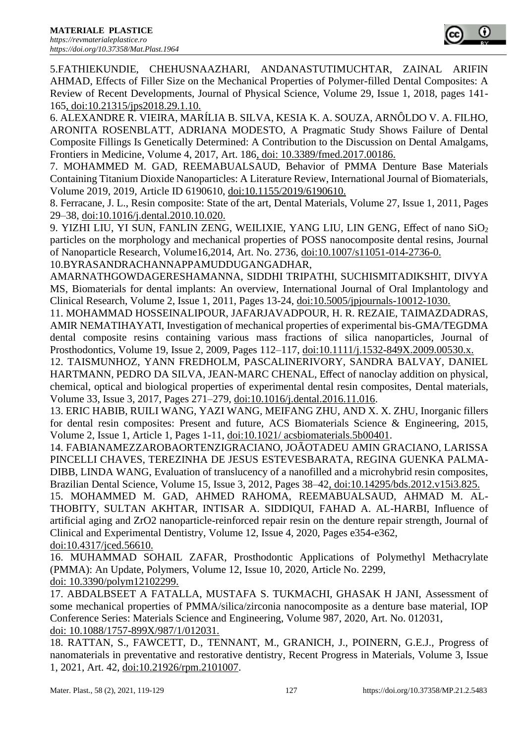5.FATHIEKUNDIE, CHEHUSNAAZHARI, ANDANASTUTIMUCHTAR, ZAINAL ARIFIN AHMAD, Effects of Filler Size on the Mechanical Properties of Polymer-filled Dental Composites: A Review of Recent Developments, Journal of Physical Science, Volume 29, Issue 1, 2018, pages 141-165, doi:10.21315/jps2018.29.1.10.

6. ALEXANDRE R. VIEIRA, MARÍLIA B. SILVA, KESIA K. A. SOUZA, ARNÔLDO V. A. FILHO, ARONITA ROSENBLATT, ADRIANA MODESTO, A Pragmatic Study Shows Failure of Dental Composite Fillings Is Genetically Determined: A Contribution to the Discussion on Dental Amalgams, Frontiers in Medicine, Volume 4, 2017, Art. 186, doi: 10.3389/fmed.2017.00186.

7. MOHAMMED M. GAD, REEMABUALSAUD, Behavior of PMMA Denture Base Materials Containing Titanium Dioxide Nanoparticles: A Literature Review, International Journal of Biomaterials, Volume 2019, 2019, Article ID 6190610, doi:10.1155/2019/6190610.

8. Ferracane, J. L., Resin composite: State of the art, Dental Materials, Volume 27, Issue 1, 2011, Pages 29–38, doi:10.1016/j.dental.2010.10.020.

9. YIZHI LIU, YI SUN, FANLIN ZENG, WEILIXIE, YANG LIU, LIN GENG, Effect of nano $SiO_2$ particles on the morphology and mechanical properties of POSS nanocomposite dental resins, Journal of Nanoparticle Research, Volume16,2014, Art. No. 2736, doi:10.1007/s11051-014-2736-0.

10.BYRASANDRACHANNAPPAMUDDUGANGADHAR, AMARNATHGOWDAGERESHAMANNA, SIDDHI TRIPATHI, SUCHISMITADIKSHIT, DIVYA MS, Biomaterials for dental implants: An overview, International Journal of Oral Implantology and Clinical Research, Volume 2, Issue 1, 2011, Pages 13-24, doi:10.5005/jpjournals-10012-1030.

11. MOHAMMAD HOSSEINALIPOUR, JAFARJAVADPOUR, H. R. REZAIE, TAIMAZDADRAS, AMIR NEMATIHAYATI, Investigation of mechanical properties of experimental bis-GMA/TEGDMA dental composite resins containing various mass fractions of silica nanoparticles, Journal of Prosthodontics, Volume 19, Issue 2, 2009, Pages 112–117, doi:10.1111/j.1532-849X.2009.00530.x.

12. TAISMUNHOZ, YANN FREDHOLM, PASCALINERIVORY, SANDRA BALVAY, DANIEL HARTMANN, PEDRO DA SILVA, JEAN-MARC CHENAL, Effect of nanoclay addition on physical, chemical, optical and biological properties of experimental dental resin composites, Dental materials, Volume 33, Issue 3, 2017, Pages 271–279, doi:10.1016/j.dental.2016.11.016.

13. ERIC HABIB, RUILI WANG, YAZI WANG, MEIFANG ZHU, AND X. X. ZHU, Inorganic fillers for dental resin composites: Present and future, ACS Biomaterials Science & Engineering, 2015, Volume 2, Issue 1, Article 1, Pages 1-11, doi:10.1021/ acsbiomaterials.5b00401.

14. FABIANAMEZZAROBAORTENZIGRACIANO, JOÃOTADEU AMIN GRACIANO, LARISSA PINCELLI CHAVES, TEREZINHA DE JESUS ESTEVESBARATA, REGINA GUENKA PALMA-DIBB, LINDA WANG, Evaluation of translucency of a nanofilled and a microhybrid resin composites, Brazilian Dental Science, Volume 15, Issue 3, 2012, Pages 38–42, doi:10.14295/bds.2012.v15i3.825.

15. MOHAMMED M. GAD, AHMED RAHOMA, REEMABUALSAUD, AHMAD M. AL-THOBITY, SULTAN AKHTAR, INTISAR A. SIDDIQUI, FAHAD A. AL-HARBI, Influence of artificial aging and ZrO2 nanoparticle-reinforced repair resin on the denture repair strength, Journal of Clinical and Experimental Dentistry, Volume 12, Issue 4, 2020, Pages e354-e362, doi:10.4317/jced.56610.

16. MUHAMMAD SOHAIL ZAFAR, Prosthodontic Applications of Polymethyl Methacrylate (PMMA): An Update, Polymers, Volume 12, Issue 10, 2020, Article No. 2299, doi: 10.3390/polym12102299.

17. ABDALBSEET A FATALLA, MUSTAFA S. TUKMACHI, GHASAK H JANI, Assessment of some mechanical properties of PMMA/silica/zirconia nanocomposite as a denture base material, IOP Conference Series: Materials Science and Engineering, Volume 987, 2020, Art. No. 012031, doi: 10.1088/1757-899X/987/1/012031.

18. RATTAN, S., FAWCETT, D., TENNANT, M., GRANICH, J., POINERN, G.E.J., Progress of nanomaterials in preventative and restorative dentistry, Recent Progress in Materials, Volume 3, Issue 1, 2021, Art. 42, doi:10.21926/rpm.2101007.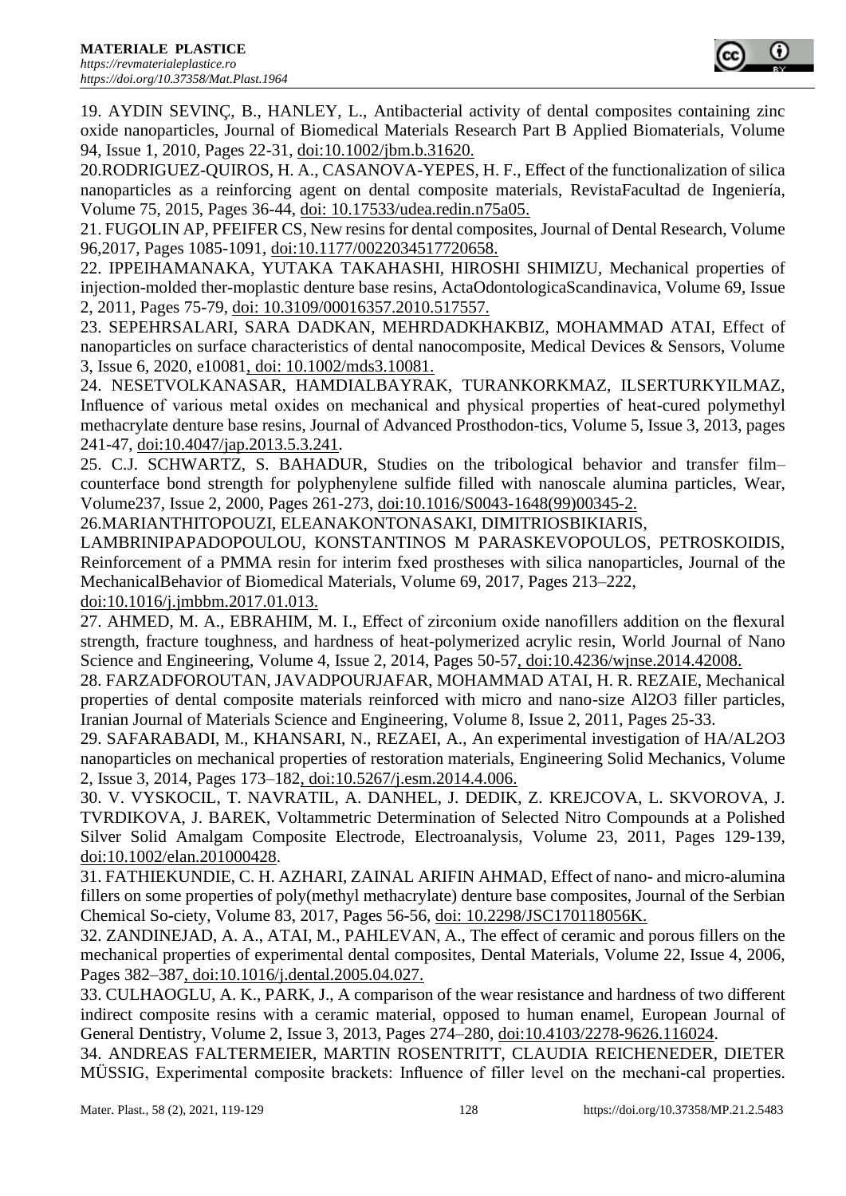19. AYDIN SEVINÇ, B., HANLEY, L., Antibacterial activity of dental composites containing zinc oxide nanoparticles, Journal of Biomedical Materials Research Part B Applied Biomaterials, Volume 94, Issue 1, 2010, Pages 22-31, doi:10.1002/jbm.b.31620.

20.RODRIGUEZ-QUIROS, H. A., CASANOVA-YEPES, H. F., Effect of the functionalization of silica nanoparticles as a reinforcing agent on dental composite materials, RevistaFacultad de Ingeniería, Volume 75, 2015, Pages 36-44, doi: 10.17533/udea.redin.n75a05.

21. FUGOLIN AP, PFEIFER CS, New resins for dental composites, Journal of Dental Research, Volume 96,2017, Pages 1085-1091, doi:10.1177/0022034517720658.

22. IPPEIHAMANAKA, YUTAKA TAKAHASHI, HIROSHI SHIMIZU, Mechanical properties of injection-molded ther-moplastic denture base resins, ActaOdontologicaScandinavica, Volume 69, Issue 2, 2011, Pages 75-79, doi: 10.3109/00016357.2010.517557.

23. SEPEHRSALARI, SARA DADKAN, MEHRDADKHAKBIZ, MOHAMMAD ATAI, Effect of nanoparticles on surface characteristics of dental nanocomposite, Medical Devices & Sensors, Volume 3, Issue 6, 2020, e10081, doi: 10.1002/mds3.10081.

24. NESETVOLKANASAR, HAMDIALBAYRAK, TURANKORKMAZ, ILSERTURKYILMAZ, Influence of various metal oxides on mechanical and physical properties of heat-cured polymethyl methacrylate denture base resins, Journal of Advanced Prosthodon-tics, Volume 5, Issue 3, 2013, pages 241-47, doi:10.4047/jap.2013.5.3.241.

25. C.J. SCHWARTZ, S. BAHADUR, Studies on the tribological behavior and transfer film–counterface bond strength for polyphenylene sulfide filled with nanoscale alumina particles, Wear, Volume237, Issue 2, 2000, Pages 261-273, doi:10.1016/S0043-1648(99)00345-2.

26.MARIANTHITOPOUZI, ELEANAKONTONASAKI, DIMITRIOSBIKIARIS, LAMBRINIPAPADOPOULOU, KONSTANTINOS M PARASKEVOPOULOS, PETROSKOIDIS, Reinforcement of a PMMA resin for interim fxed prostheses with silica nanoparticles, Journal of the MechanicalBehavior of Biomedical Materials, Volume 69, 2017, Pages 213–222, doi:10.1016/j.jmbbm.2017.01.013.

27. AHMED, M. A., EBRAHIM, M. I., Effect of zirconium oxide nanofillers addition on the flexural strength, fracture toughness, and hardness of heat-polymerized acrylic resin, World Journal of Nano Science and Engineering, Volume 4, Issue 2, 2014, Pages 50-57, doi:10.4236/wjnse.2014.42008.

28. FARZADFOROUTAN, JAVADPOURJAFAR, MOHAMMAD ATAI, H. R. REZAIE, Mechanical properties of dental composite materials reinforced with micro and nano-size Al2O3 filler particles, Iranian Journal of Materials Science and Engineering, Volume 8, Issue 2, 2011, Pages 25-33.

29. SAFARABADI, M., KHANSARI, N., REZAEI, A., An experimental investigation of HA/AL2O3 nanoparticles on mechanical properties of restoration materials, Engineering Solid Mechanics, Volume 2, Issue 3, 2014, Pages 173–182, doi:10.5267/j.esm.2014.4.006.

30. V. VYSKOCIL, T. NAVRATIL, A. DANHEL, J. DEDIK, Z. KREJCOVA, L. SKVOROVA, J. TVRDIKOVA, J. BAREK, Voltammetric Determination of Selected Nitro Compounds at a Polished Silver Solid Amalgam Composite Electrode, Electroanalysis, Volume 23, 2011, Pages 129-139, doi:10.1002/elan.201000428.

31. FATHIEKUNDIE, C. H. AZHARI, ZAINAL ARIFIN AHMAD, Effect of nano- and micro-alumina fillers on some properties of poly(methyl methacrylate) denture base composites, Journal of the Serbian Chemical So-ciety, Volume 83, 2017, Pages 56-56, doi: 10.2298/JSC170118056K.

32. ZANDINEJAD, A. A., ATAI, M., PAHLEVAN, A., The effect of ceramic and porous fillers on the mechanical properties of experimental dental composites, Dental Materials, Volume 22, Issue 4, 2006, Pages 382–387, doi:10.1016/j.dental.2005.04.027.

33. CULHAOGLU, A. K., PARK, J., A comparison of the wear resistance and hardness of two different indirect composite resins with a ceramic material, opposed to human enamel, European Journal of General Dentistry, Volume 2, Issue 3, 2013, Pages 274–280, doi:10.4103/2278-9626.116024.

34. ANDREAS FALTERMEIER, MARTIN ROSENTRITT, CLAUDIA REICHENEDER, DIETER MÜSSIG, Experimental composite brackets: Influence of filler level on the mechani-cal properties.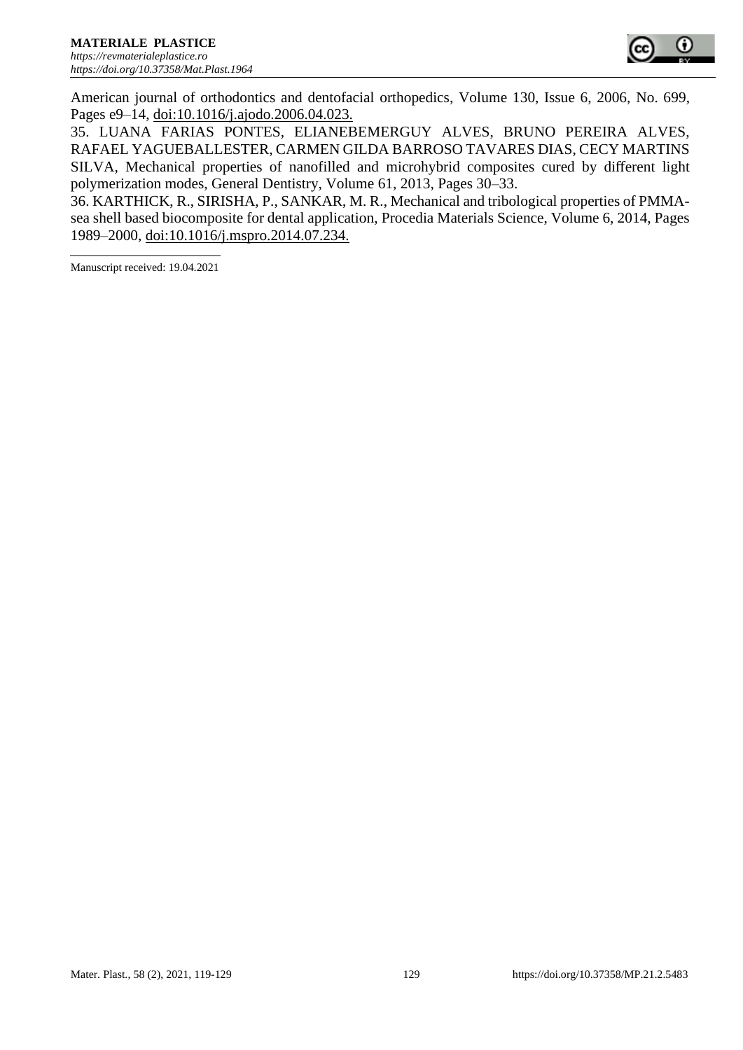American journal of orthodontics and dentofacial orthopedics, Volume 130, Issue 6, 2006, No. 699, Pages e9–14, doi:10.1016/j.ajodo.2006.04.023.

35. LUANA FARIAS PONTES, ELIANEBEMERGUY ALVES, BRUNO PEREIRA ALVES, RAFAEL YAGUEBALLESTER, CARMEN GILDA BARROSO TAVARES DIAS, CECY MARTINS SILVA, Mechanical properties of nanofilled and microhybrid composites cured by different light polymerization modes, General Dentistry, Volume 61, 2013, Pages 30–33.

36. KARTHICK, R., SIRISHA, P., SANKAR, M. R., Mechanical and tribological properties of PMMA-sea shell based biocomposite for dental application, Procedia Materials Science, Volume 6, 2014, Pages 1989–2000, doi:10.1016/j.mspro.2014.07.234.

Manuscript received: 19.04.2021